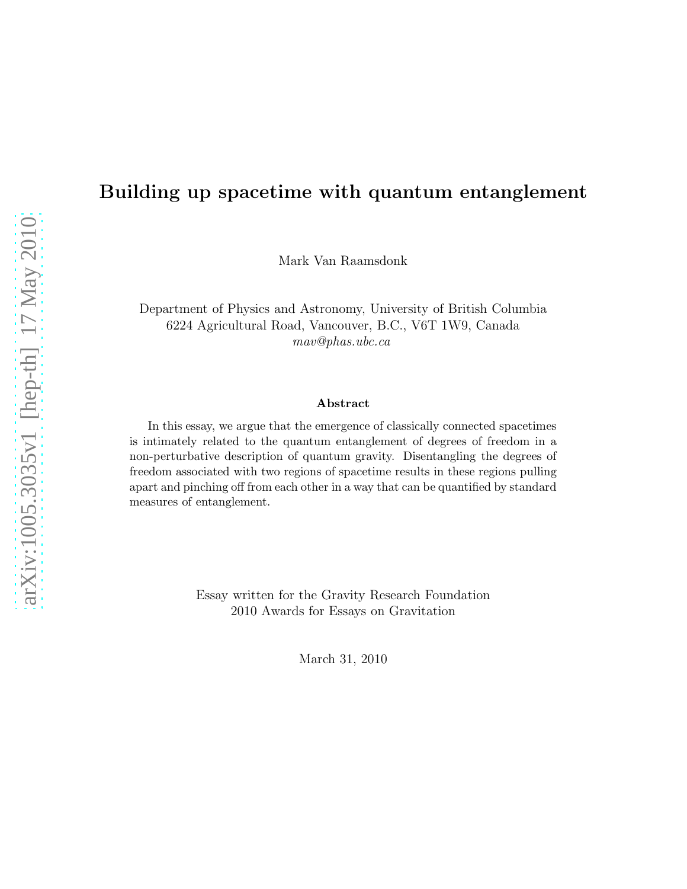# Building up spacetime with quantum entanglement

Mark Van Raamsdonk

Department of Physics and Astronomy, University of British Columbia
6224 Agricultural Road, Vancouver, B.C., V6T 1W9, Canada
*mav@phas.ubc.ca*

### Abstract

In this essay, we argue that the emergence of classically connected spacetimes is intimately related to the quantum entanglement of degrees of freedom in a non-perturbative description of quantum gravity. Disentangling the degrees of freedom associated with two regions of spacetime results in these regions pulling apart and pinching off from each other in a way that can be quantified by standard measures of entanglement.

Essay written for the Gravity Research Foundation
2010 Awards for Essays on Gravitation

March 31, 2010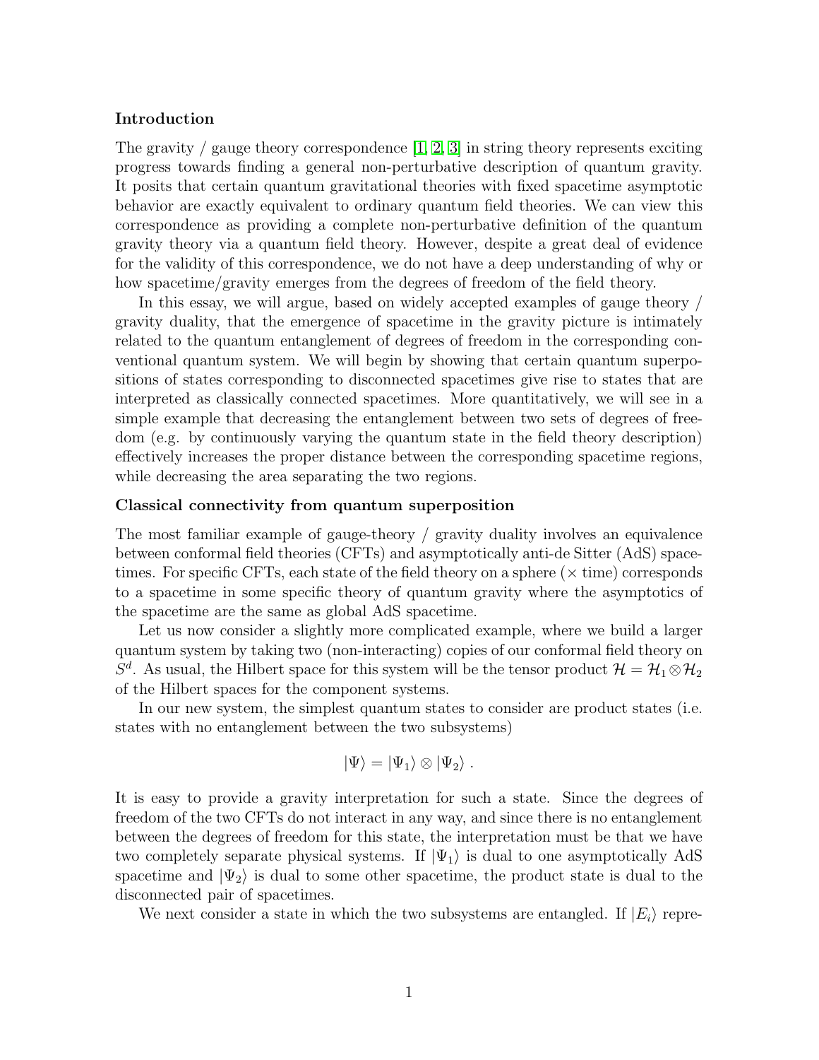### Introduction

The gravity / gauge theory correspondence [1, 2, 3] in string theory represents exciting progress towards finding a general non-perturbative description of quantum gravity. It posits that certain quantum gravitational theories with fixed spacetime asymptotic behavior are exactly equivalent to ordinary quantum field theories. We can view this correspondence as providing a complete non-perturbative definition of the quantum gravity theory via a quantum field theory. However, despite a great deal of evidence for the validity of this correspondence, we do not have a deep understanding of why or how spacetime/gravity emerges from the degrees of freedom of the field theory.

In this essay, we will argue, based on widely accepted examples of gauge theory / gravity duality, that the emergence of spacetime in the gravity picture is intimately related to the quantum entanglement of degrees of freedom in the corresponding conventional quantum system. We will begin by showing that certain quantum superpositions of states corresponding to disconnected spacetimes give rise to states that are interpreted as classically connected spacetimes. More quantitatively, we will see in a simple example that decreasing the entanglement between two sets of degrees of freedom (e.g. by continuously varying the quantum state in the field theory description) effectively increases the proper distance between the corresponding spacetime regions, while decreasing the area separating the two regions.

### Classical connectivity from quantum superposition

The most familiar example of gauge-theory / gravity duality involves an equivalence between conformal field theories (CFTs) and asymptotically anti-de Sitter (AdS) spacetimes. For specific CFTs, each state of the field theory on a sphere ($\times$ time) corresponds to a spacetime in some specific theory of quantum gravity where the asymptotics of the spacetime are the same as global AdS spacetime.

Let us now consider a slightly more complicated example, where we build a larger quantum system by taking two (non-interacting) copies of our conformal field theory on $S^d$. As usual, the Hilbert space for this system will be the tensor product $\mathcal{H} = \mathcal{H}_1 \otimes \mathcal{H}_2$ of the Hilbert spaces for the component systems.

In our new system, the simplest quantum states to consider are product states (i.e. states with no entanglement between the two subsystems)

$$|\Psi\rangle = |\Psi_1\rangle \otimes |\Psi_2\rangle \ .$$

It is easy to provide a gravity interpretation for such a state. Since the degrees of freedom of the two CFTs do not interact in any way, and since there is no entanglement between the degrees of freedom for this state, the interpretation must be that we have two completely separate physical systems. If $|\Psi_1\rangle$ is dual to one asymptotically AdS spacetime and $|\Psi_2\rangle$ is dual to some other spacetime, the product state is dual to the disconnected pair of spacetimes.

We next consider a state in which the two subsystems are entangled. If $|E_i\rangle$ repre-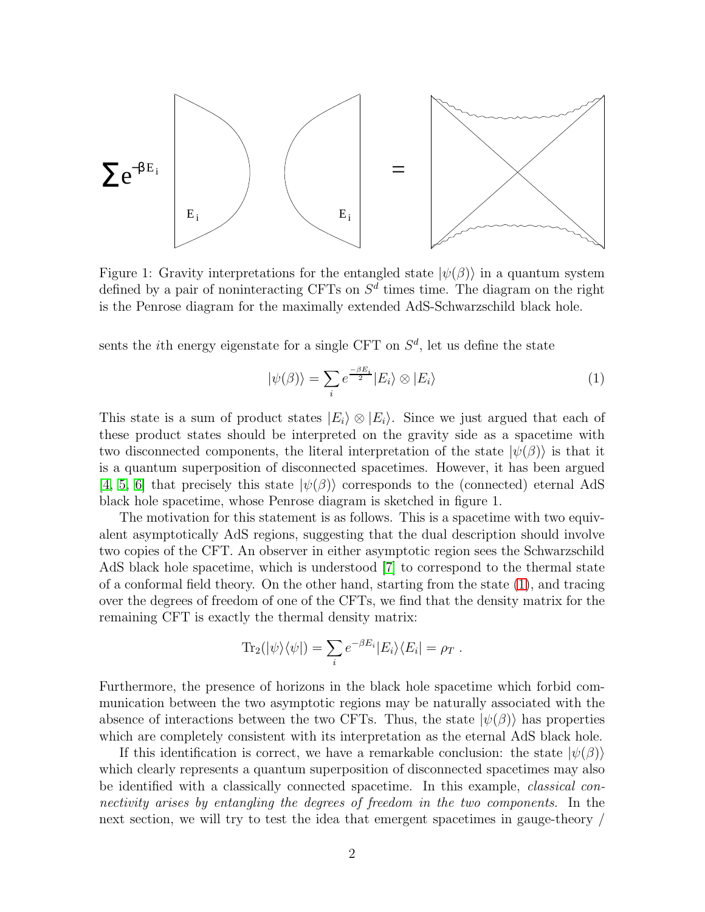Figure 1: Gravity interpretations for the entangled state $|\psi(\beta)\rangle$ in a quantum system defined by a pair of noninteracting CFTs on $S^d$ times time. The diagram on the right is the Penrose diagram for the maximally extended AdS-Schwarzschild black hole.

sents the $i$th energy eigenstate for a single CFT on $S^d$, let us define the state

$$|\psi(\beta)\rangle = \sum_i e^{\frac{-\beta E_i}{2}} |E_i\rangle \otimes |E_i\rangle \tag{1}$$

This state is a sum of product states $|E_i\rangle \otimes |E_i\rangle$. Since we just argued that each of these product states should be interpreted on the gravity side as a spacetime with two disconnected components, the literal interpretation of the state $|\psi(\beta)\rangle$ is that it is a quantum superposition of disconnected spacetimes. However, it has been argued [4, 5, 6] that precisely this state $|\psi(\beta)\rangle$ corresponds to the (connected) eternal AdS black hole spacetime, whose Penrose diagram is sketched in figure 1.

The motivation for this statement is as follows. This is a spacetime with two equivalent asymptotically AdS regions, suggesting that the dual description should involve two copies of the CFT. An observer in either asymptotic region sees the Schwarzschild AdS black hole spacetime, which is understood [7] to correspond to the thermal state of a conformal field theory. On the other hand, starting from the state (1), and tracing over the degrees of freedom of one of the CFTs, we find that the density matrix for the remaining CFT is exactly the thermal density matrix:

$$\mathrm{Tr}_2(|\psi\rangle\langle\psi|) = \sum_i e^{-\beta E_i} |E_i\rangle\langle E_i| = \rho_T \ .$$

Furthermore, the presence of horizons in the black hole spacetime which forbid communication between the two asymptotic regions may be naturally associated with the absence of interactions between the two CFTs. Thus, the state $|\psi(\beta)\rangle$ has properties which are completely consistent with its interpretation as the eternal AdS black hole.

If this identification is correct, we have a remarkable conclusion: the state $|\psi(\beta)\rangle$ which clearly represents a quantum superposition of disconnected spacetimes may also be identified with a classically connected spacetime. In this example, *classical connectivity arises by entangling the degrees of freedom in the two components*. In the next section, we will try to test the idea that emergent spacetimes in gauge-theory /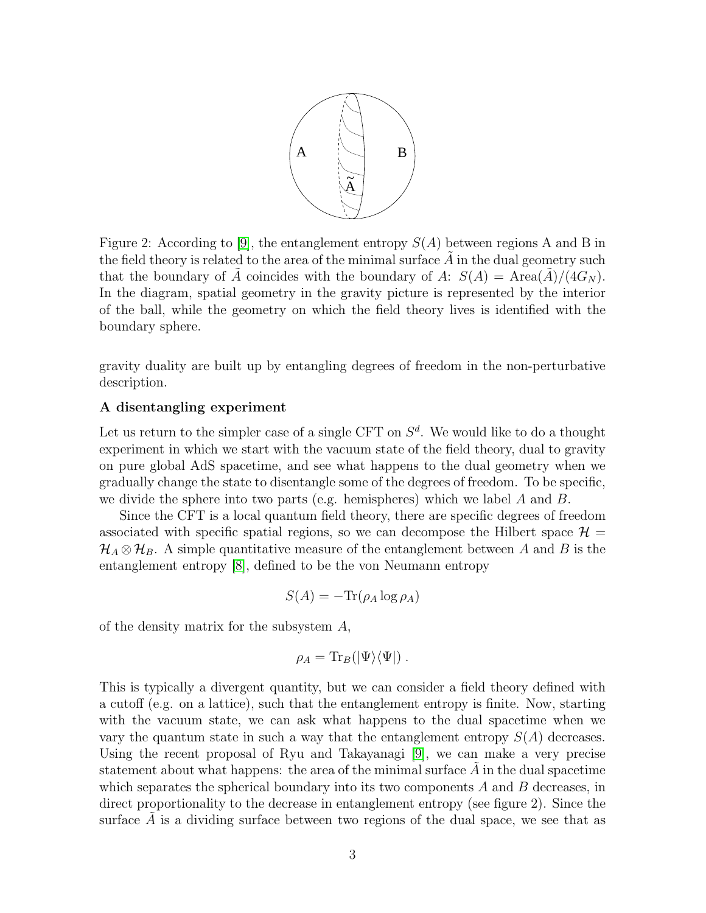Figure 2: According to [9], the entanglement entropy $S(A)$ between regions A and B in the field theory is related to the area of the minimal surface $\tilde{A}$ in the dual geometry such that the boundary of $\tilde{A}$ coincides with the boundary of $A$: $S(A) = \text{Area}(\tilde{A})/(4G_N)$. In the diagram, spatial geometry in the gravity picture is represented by the interior of the ball, while the geometry on which the field theory lives is identified with the boundary sphere.

gravity duality are built up by entangling degrees of freedom in the non-perturbative description.

**A disentangling experiment**

Let us return to the simpler case of a single CFT on $S^d$. We would like to do a thought experiment in which we start with the vacuum state of the field theory, dual to gravity on pure global AdS spacetime, and see what happens to the dual geometry when we gradually change the state to disentangle some of the degrees of freedom. To be specific, we divide the sphere into two parts (e.g. hemispheres) which we label $A$ and $B$.

Since the CFT is a local quantum field theory, there are specific degrees of freedom associated with specific spatial regions, so we can decompose the Hilbert space $\mathcal{H} = \mathcal{H}_A \otimes \mathcal{H}_B$. A simple quantitative measure of the entanglement between $A$ and $B$ is the entanglement entropy [8], defined to be the von Neumann entropy

$$S(A) = -\text{Tr}(\rho_A \log \rho_A)$$

of the density matrix for the subsystem $A$,

$$\rho_A = \text{Tr}_B(|\Psi\rangle\langle\Psi|) \ .$$

This is typically a divergent quantity, but we can consider a field theory defined with a cutoff (e.g. on a lattice), such that the entanglement entropy is finite. Now, starting with the vacuum state, we can ask what happens to the dual spacetime when we vary the quantum state in such a way that the entanglement entropy $S(A)$ decreases. Using the recent proposal of Ryu and Takayanagi [9], we can make a very precise statement about what happens: the area of the minimal surface $\tilde{A}$ in the dual spacetime which separates the spherical boundary into its two components $A$ and $B$ decreases, in direct proportionality to the decrease in entanglement entropy (see figure 2). Since the surface $\tilde{A}$ is a dividing surface between two regions of the dual space, we see that as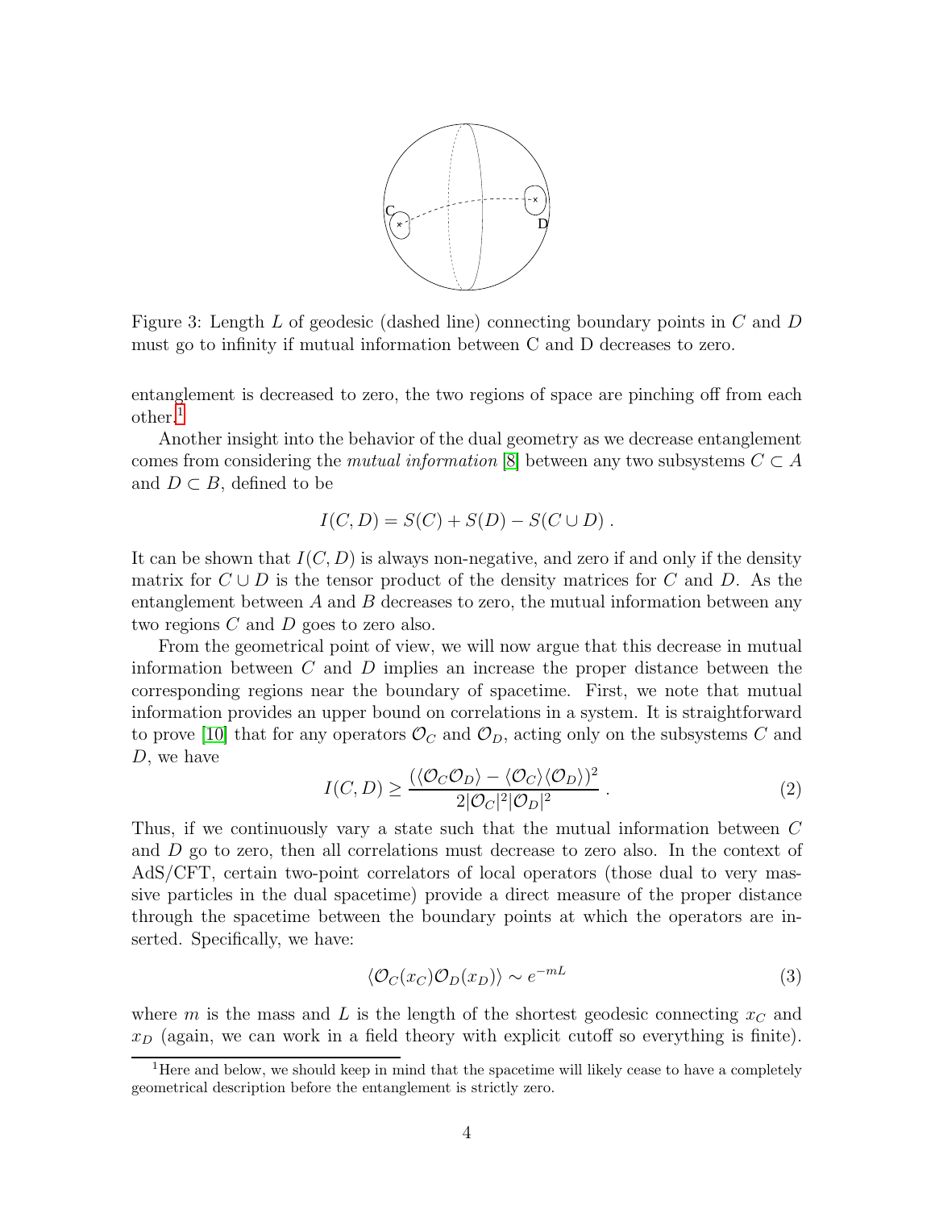Figure 3: Length $L$ of geodesic (dashed line) connecting boundary points in $C$ and $D$ must go to infinity if mutual information between C and D decreases to zero.

entanglement is decreased to zero, the two regions of space are pinching off from each other.[1]

Another insight into the behavior of the dual geometry as we decrease entanglement comes from considering the *mutual information* [8] between any two subsystems $C \subset A$ and $D \subset B$, defined to be

$$I(C, D) = S(C) + S(D) - S(C \cup D) \ .$$

It can be shown that $I(C, D)$ is always non-negative, and zero if and only if the density matrix for $C \cup D$ is the tensor product of the density matrices for $C$ and $D$. As the entanglement between $A$ and $B$ decreases to zero, the mutual information between any two regions $C$ and $D$ goes to zero also.

From the geometrical point of view, we will now argue that this decrease in mutual information between $C$ and $D$ implies an increase the proper distance between the corresponding regions near the boundary of spacetime. First, we note that mutual information provides an upper bound on correlations in a system. It is straightforward to prove [10] that for any operators $\mathcal{O}_C$ and $\mathcal{O}_D$, acting only on the subsystems $C$ and $D$, we have

$$I(C, D) \geq \frac{(\langle \mathcal{O}_C \mathcal{O}_D \rangle - \langle \mathcal{O}_C \rangle \langle \mathcal{O}_D \rangle)^2}{2|\mathcal{O}_C|^2 |\mathcal{O}_D|^2} \ . \tag{2}$$

Thus, if we continuously vary a state such that the mutual information between $C$ and $D$ go to zero, then all correlations must decrease to zero also. In the context of AdS/CFT, certain two-point correlators of local operators (those dual to very massive particles in the dual spacetime) provide a direct measure of the proper distance through the spacetime between the boundary points at which the operators are inserted. Specifically, we have:

$$\langle \mathcal{O}_C(x_C) \mathcal{O}_D(x_D) \rangle \sim e^{-mL} \tag{3}$$

where $m$ is the mass and $L$ is the length of the shortest geodesic connecting $x_C$ and $x_D$ (again, we can work in a field theory with explicit cutoff so everything is finite).

[1] Here and below, we should keep in mind that the spacetime will likely cease to have a completely geometrical description before the entanglement is strictly zero.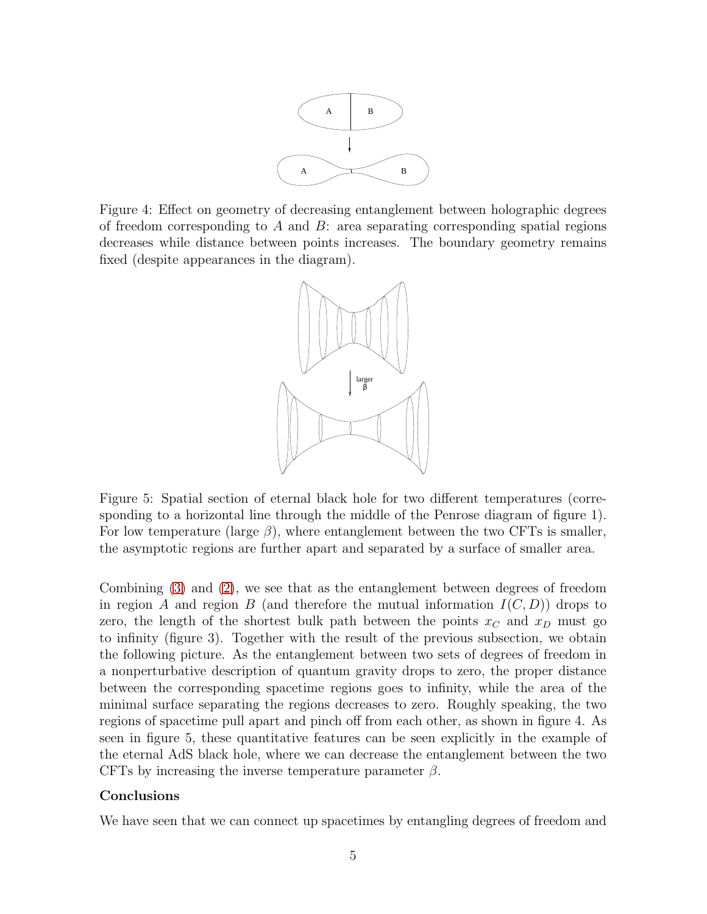Figure 4: Effect on geometry of decreasing entanglement between holographic degrees of freedom corresponding to $A$ and $B$: area separating corresponding spatial regions decreases while distance between points increases. The boundary geometry remains fixed (despite appearances in the diagram).

Figure 5: Spatial section of eternal black hole for two different temperatures (corresponding to a horizontal line through the middle of the Penrose diagram of figure 1). For low temperature (large $\beta$), where entanglement between the two CFTs is smaller, the asymptotic regions are further apart and separated by a surface of smaller area.

Combining (3) and (2), we see that as the entanglement between degrees of freedom in region $A$ and region $B$ (and therefore the mutual information $I(C, D)$) drops to zero, the length of the shortest bulk path between the points $x_C$ and $x_D$ must go to infinity (figure 3). Together with the result of the previous subsection, we obtain the following picture. As the entanglement between two sets of degrees of freedom in a nonperturbative description of quantum gravity drops to zero, the proper distance between the corresponding spacetime regions goes to infinity, while the area of the minimal surface separating the regions decreases to zero. Roughly speaking, the two regions of spacetime pull apart and pinch off from each other, as shown in figure 4. As seen in figure 5, these quantitative features can be seen explicitly in the example of the eternal AdS black hole, where we can decrease the entanglement between the two CFTs by increasing the inverse temperature parameter $\beta$.

**Conclusions**

We have seen that we can connect up spacetimes by entangling degrees of freedom and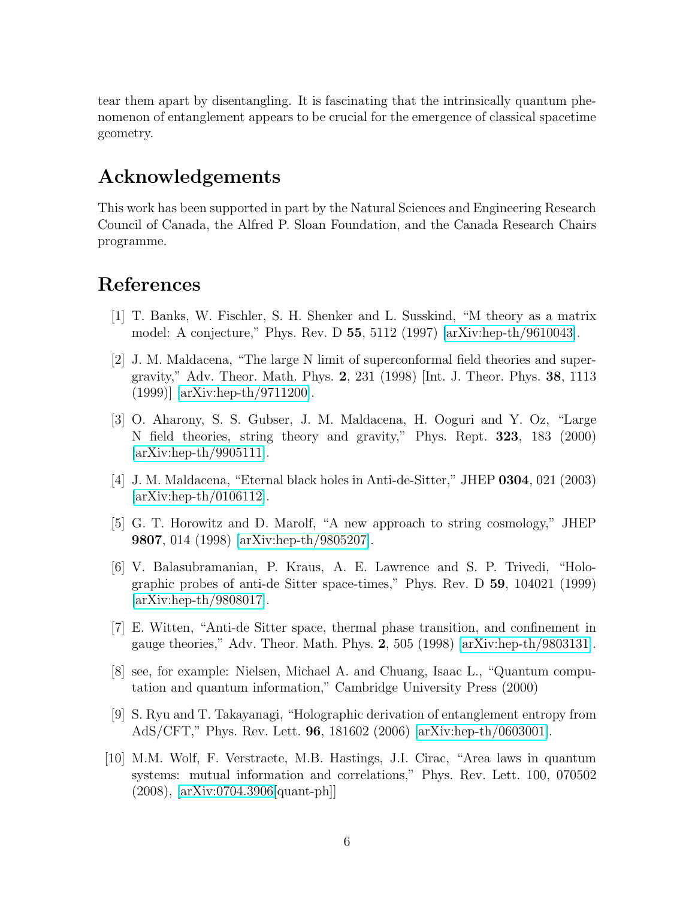tear them apart by disentangling. It is fascinating that the intrinsically quantum phenomenon of entanglement appears to be crucial for the emergence of classical spacetime geometry.

## Acknowledgements

This work has been supported in part by the Natural Sciences and Engineering Research Council of Canada, the Alfred P. Sloan Foundation, and the Canada Research Chairs programme.

## References

[1] T. Banks, W. Fischler, S. H. Shenker and L. Susskind, "M theory as a matrix model: A conjecture," Phys. Rev. D **55**, 5112 (1997) [arXiv:hep-th/9610043].

[2] J. M. Maldacena, "The large N limit of superconformal field theories and supergravity," Adv. Theor. Math. Phys. **2**, 231 (1998) [Int. J. Theor. Phys. **38**, 1113 (1999)] [arXiv:hep-th/9711200].

[3] O. Aharony, S. S. Gubser, J. M. Maldacena, H. Ooguri and Y. Oz, "Large N field theories, string theory and gravity," Phys. Rept. **323**, 183 (2000) [arXiv:hep-th/9905111].

[4] J. M. Maldacena, "Eternal black holes in Anti-de-Sitter," JHEP **0304**, 021 (2003) [arXiv:hep-th/0106112].

[5] G. T. Horowitz and D. Marolf, "A new approach to string cosmology," JHEP **9807**, 014 (1998) [arXiv:hep-th/9805207].

[6] V. Balasubramanian, P. Kraus, A. E. Lawrence and S. P. Trivedi, "Holographic probes of anti-de Sitter space-times," Phys. Rev. D **59**, 104021 (1999) [arXiv:hep-th/9808017].

[7] E. Witten, "Anti-de Sitter space, thermal phase transition, and confinement in gauge theories," Adv. Theor. Math. Phys. **2**, 505 (1998) [arXiv:hep-th/9803131].

[8] see, for example: Nielsen, Michael A. and Chuang, Isaac L., "Quantum computation and quantum information," Cambridge University Press (2000)

[9] S. Ryu and T. Takayanagi, "Holographic derivation of entanglement entropy from AdS/CFT," Phys. Rev. Lett. **96**, 181602 (2006) [arXiv:hep-th/0603001].

[10] M.M. Wolf, F. Verstraete, M.B. Hastings, J.I. Cirac, "Area laws in quantum systems: mutual information and correlations," Phys. Rev. Lett. 100, 070502 (2008), [arXiv:0704.3906[quant-ph]]